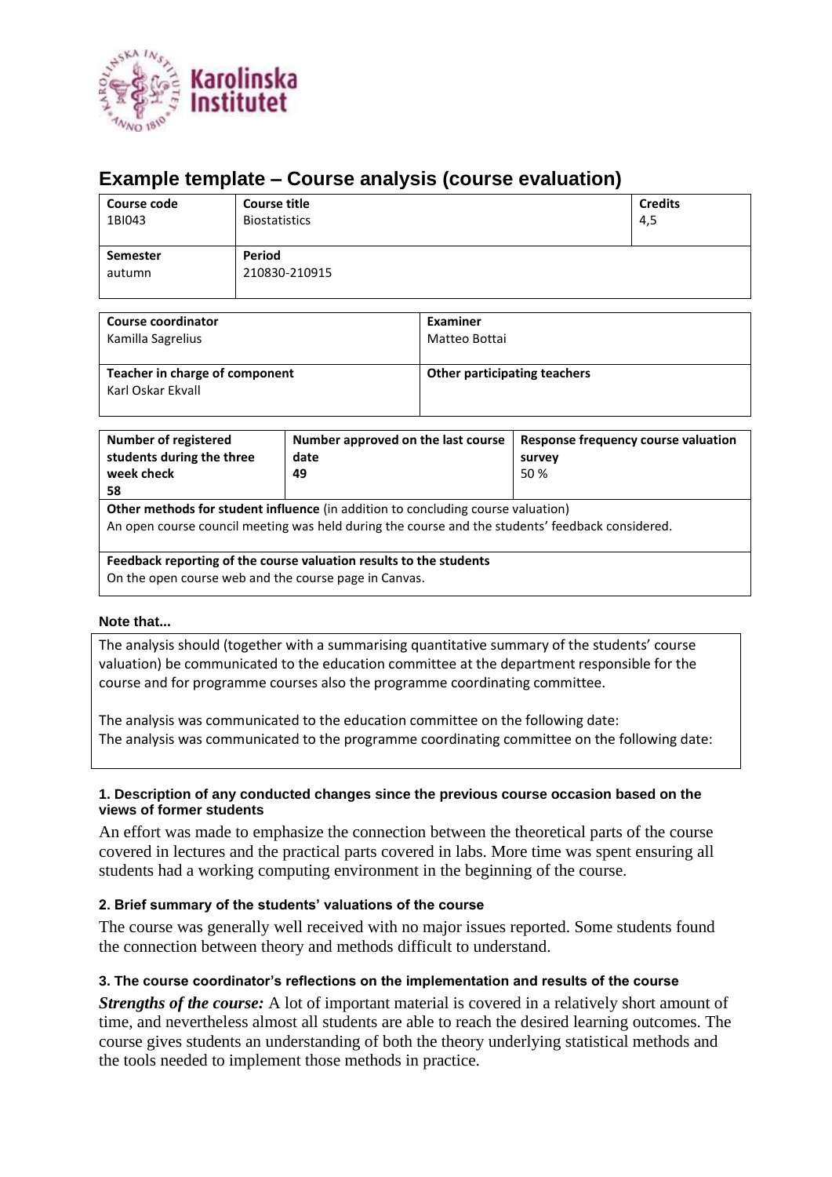# Example template – Course analysis (course evaluation)

| Course code | Course title | Credits |
|---|---|---|
| 1BI043 | Biostatistics | 4,5 |
| **Semester** | **Period** | |
| autumn | 210830-210915 | |

| Course coordinator | Examiner |
|---|---|
| Kamilla Sagrelius | Matteo Bottai |
| **Teacher in charge of component** | **Other participating teachers** |
| Karl Oskar Ekvall | |

| Number of registered students during the three week check | Number approved on the last course date | Response frequency course valuation survey |
|---|---|---|
| 58 | 49 | 50 % |

**Other methods for student influence** (in addition to concluding course valuation)
An open course council meeting was held during the course and the students' feedback considered.

**Feedback reporting of the course valuation results to the students**
On the open course web and the course page in Canvas.

**Note that...**

The analysis should (together with a summarising quantitative summary of the students' course valuation) be communicated to the education committee at the department responsible for the course and for programme courses also the programme coordinating committee.

The analysis was communicated to the education committee on the following date:
The analysis was communicated to the programme coordinating committee on the following date:

### 1. Description of any conducted changes since the previous course occasion based on the views of former students

An effort was made to emphasize the connection between the theoretical parts of the course covered in lectures and the practical parts covered in labs. More time was spent ensuring all students had a working computing environment in the beginning of the course.

### 2. Brief summary of the students' valuations of the course

The course was generally well received with no major issues reported. Some students found the connection between theory and methods difficult to understand.

### 3. The course coordinator's reflections on the implementation and results of the course

***Strengths of the course:*** A lot of important material is covered in a relatively short amount of time, and nevertheless almost all students are able to reach the desired learning outcomes. The course gives students an understanding of both the theory underlying statistical methods and the tools needed to implement those methods in practice.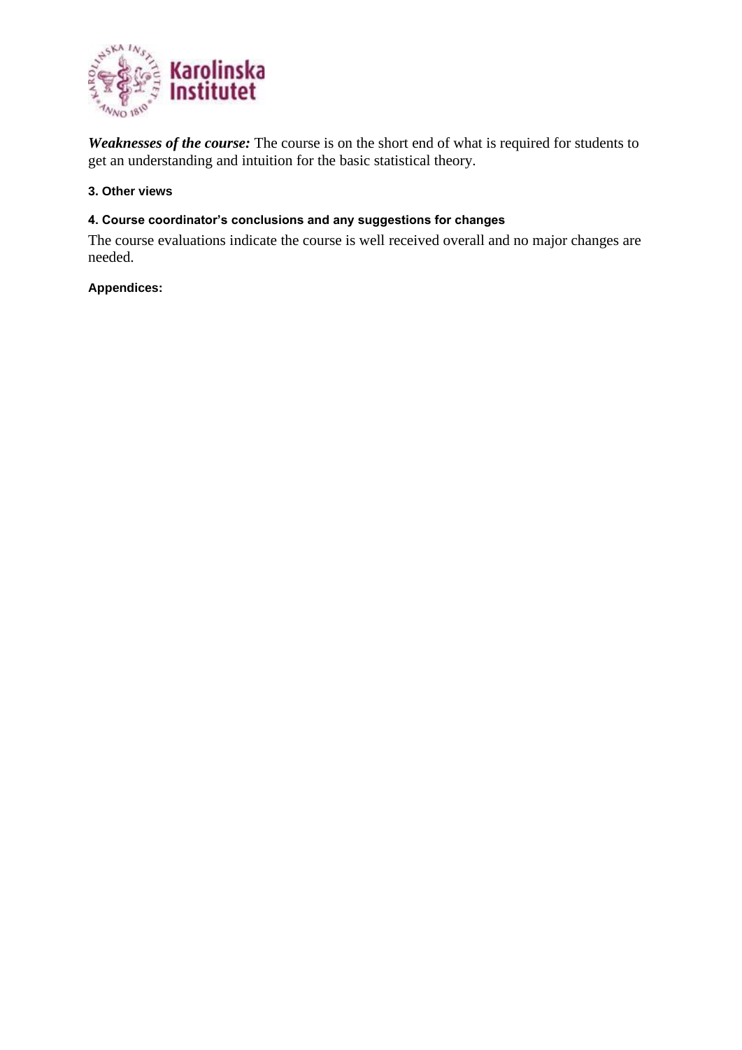***Weaknesses of the course:*** The course is on the short end of what is required for students to get an understanding and intuition for the basic statistical theory.

### 3. Other views

### 4. Course coordinator's conclusions and any suggestions for changes

The course evaluations indicate the course is well received overall and no major changes are needed.

**Appendices:**